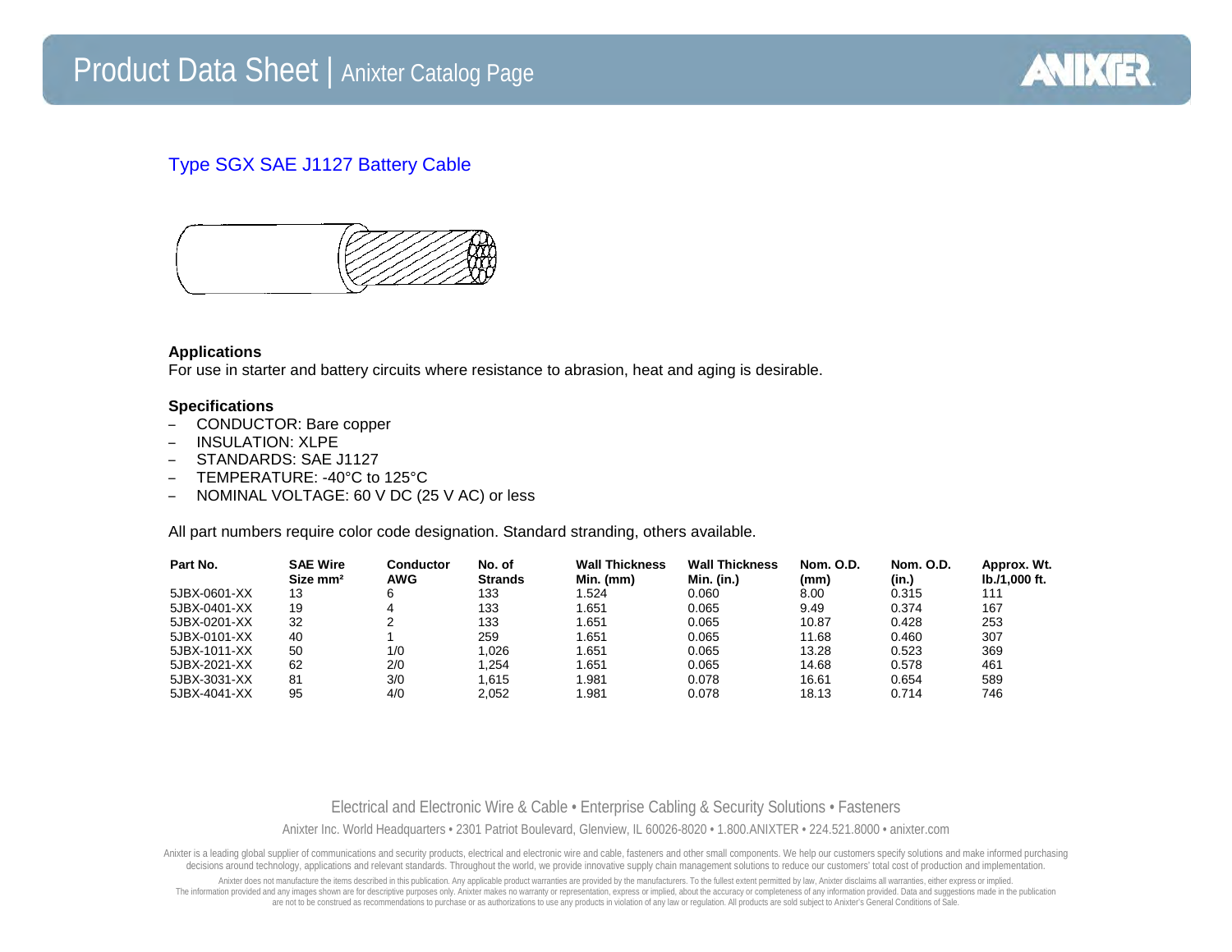# Product Data Sheet | Anixter Catalog Page

## Type SGX SAE J1127 Battery Cable

**Applications**

For use in starter and battery circuits where resistance to abrasion, heat and aging is desirable.

**Specifications**

- CONDUCTOR: Bare copper
- INSULATION: XLPE
- STANDARDS: SAE J1127
- TEMPERATURE: -40°C to 125°C
- NOMINAL VOLTAGE: 60 V DC (25 V AC) or less

All part numbers require color code designation. Standard stranding, others available.

| Part No. | SAE Wire Size mm² | Conductor AWG | No. of Strands | Wall Thickness Min. (mm) | Wall Thickness Min. (in.) | Nom. O.D. (mm) | Nom. O.D. (in.) | Approx. Wt. lb./1,000 ft. |
|---|---|---|---|---|---|---|---|---|
| 5JBX-0601-XX | 13 | 6 | 133 | 1.524 | 0.060 | 8.00 | 0.315 | 111 |
| 5JBX-0401-XX | 19 | 4 | 133 | 1.651 | 0.065 | 9.49 | 0.374 | 167 |
| 5JBX-0201-XX | 32 | 2 | 133 | 1.651 | 0.065 | 10.87 | 0.428 | 253 |
| 5JBX-0101-XX | 40 | 1 | 259 | 1.651 | 0.065 | 11.68 | 0.460 | 307 |
| 5JBX-1011-XX | 50 | 1/0 | 1,026 | 1.651 | 0.065 | 13.28 | 0.523 | 369 |
| 5JBX-2021-XX | 62 | 2/0 | 1,254 | 1.651 | 0.065 | 14.68 | 0.578 | 461 |
| 5JBX-3031-XX | 81 | 3/0 | 1,615 | 1.981 | 0.078 | 16.61 | 0.654 | 589 |
| 5JBX-4041-XX | 95 | 4/0 | 2,052 | 1.981 | 0.078 | 18.13 | 0.714 | 746 |

Electrical and Electronic Wire & Cable • Enterprise Cabling & Security Solutions • Fasteners

Anixter Inc. World Headquarters • 2301 Patriot Boulevard, Glenview, IL 60026-8020 • 1.800.ANIXTER • 224.521.8000 • anixter.com

Anixter is a leading global supplier of communications and security products, electrical and electronic wire and cable, fasteners and other small components. We help our customers specify solutions and make informed purchasing decisions around technology, applications and relevant standards. Throughout the world, we provide innovative supply chain management solutions to reduce our customers' total cost of production and implementation.

Anixter does not manufacture the items described in this publication. Any applicable product warranties are provided by the manufacturers. To the fullest extent permitted by law, Anixter disclaims all warranties, either express or implied. The information provided and any images shown are for descriptive purposes only. Anixter makes no warranty or representation, express or implied, about the accuracy or completeness of any information provided. Data and suggestions made in the publication are not to be construed as recommendations to purchase or as authorizations to use any products in violation of any law or regulation. All products are sold subject to Anixter's General Conditions of Sale.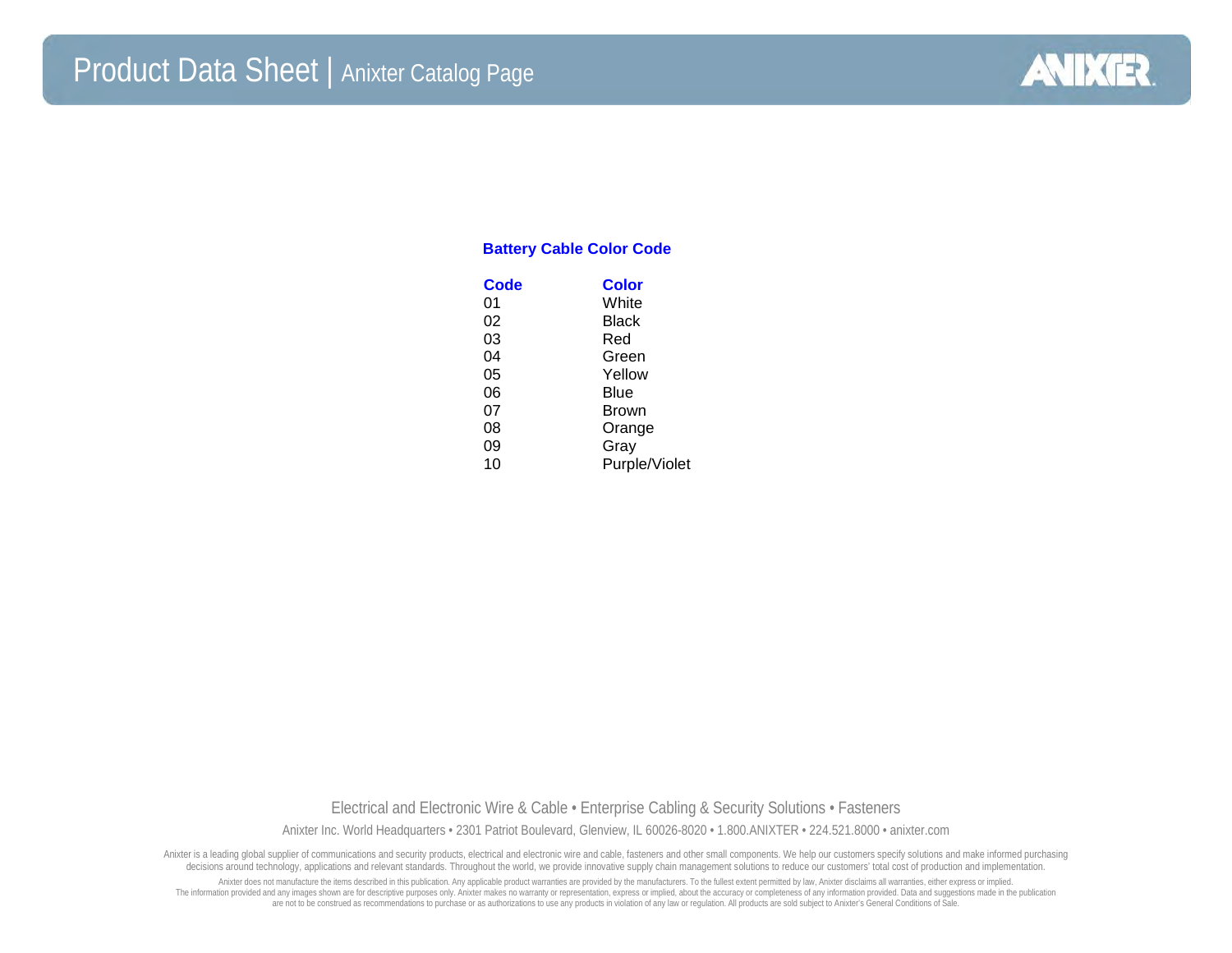### Battery Cable Color Code

| Code | Color |
|---|---|
| 01 | White |
| 02 | Black |
| 03 | Red |
| 04 | Green |
| 05 | Yellow |
| 06 | Blue |
| 07 | Brown |
| 08 | Orange |
| 09 | Gray |
| 10 | Purple/Violet |